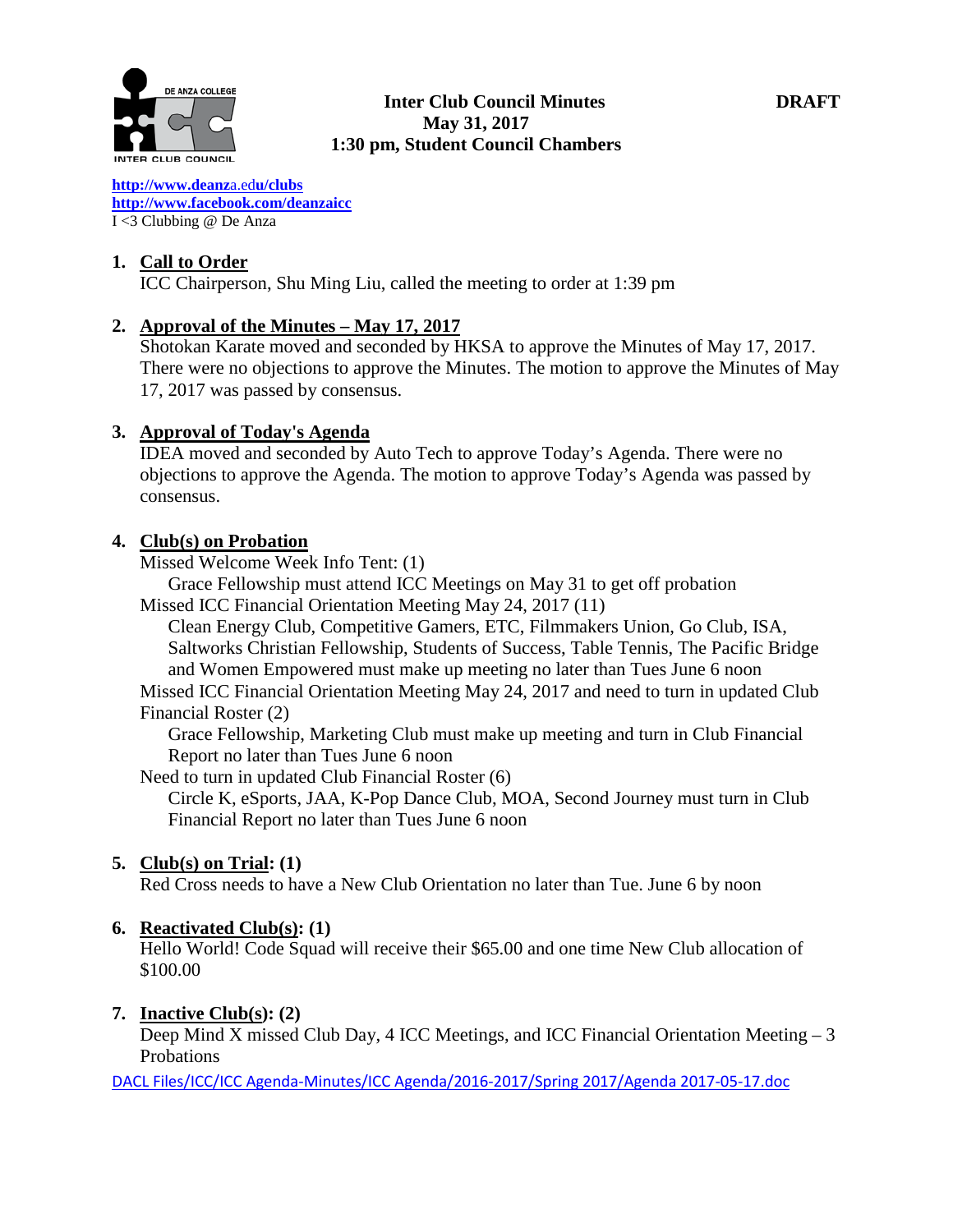# Inter Club Council Minutes

**May 31, 2017**
**1:30 pm, Student Council Chambers**

**DRAFT**

http://www.deanza.edu/clubs
http://www.facebook.com/deanzaicc
I <3 Clubbing @ De Anza

1. **Call to Order**
   ICC Chairperson, Shu Ming Liu, called the meeting to order at 1:39 pm

2. **Approval of the Minutes – May 17, 2017**
   Shotokan Karate moved and seconded by HKSA to approve the Minutes of May 17, 2017. There were no objections to approve the Minutes. The motion to approve the Minutes of May 17, 2017 was passed by consensus.

3. **Approval of Today's Agenda**
   IDEA moved and seconded by Auto Tech to approve Today's Agenda. There were no objections to approve the Agenda. The motion to approve Today's Agenda was passed by consensus.

4. **Club(s) on Probation**
   Missed Welcome Week Info Tent: (1)
   - Grace Fellowship must attend ICC Meetings on May 31 to get off probation

   Missed ICC Financial Orientation Meeting May 24, 2017 (11)
   - Clean Energy Club, Competitive Gamers, ETC, Filmmakers Union, Go Club, ISA, Saltworks Christian Fellowship, Students of Success, Table Tennis, The Pacific Bridge and Women Empowered must make up meeting no later than Tues June 6 noon

   Missed ICC Financial Orientation Meeting May 24, 2017 and need to turn in updated Club Financial Roster (2)
   - Grace Fellowship, Marketing Club must make up meeting and turn in Club Financial Report no later than Tues June 6 noon

   Need to turn in updated Club Financial Roster (6)
   - Circle K, eSports, JAA, K-Pop Dance Club, MOA, Second Journey must turn in Club Financial Report no later than Tues June 6 noon

5. **Club(s) on Trial: (1)**
   Red Cross needs to have a New Club Orientation no later than Tue. June 6 by noon

6. **Reactivated Club(s): (1)**
   Hello World! Code Squad will receive their $65.00 and one time New Club allocation of $100.00

7. **Inactive Club(s): (2)**
   Deep Mind X missed Club Day, 4 ICC Meetings, and ICC Financial Orientation Meeting – 3 Probations

DACL Files/ICC/ICC Agenda-Minutes/ICC Agenda/2016-2017/Spring 2017/Agenda 2017-05-17.doc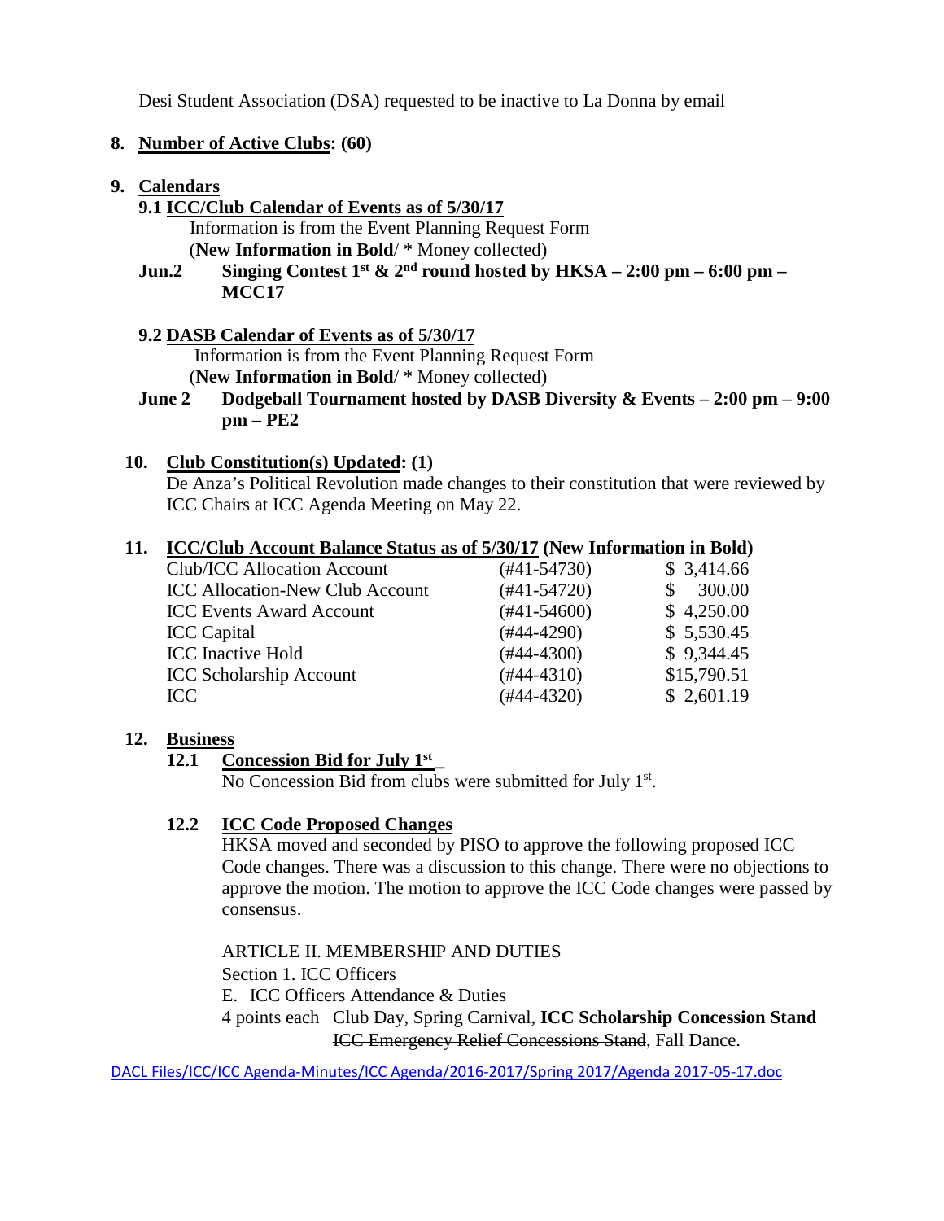Desi Student Association (DSA) requested to be inactive to La Donna by email

8. **Number of Active Clubs: (60)**

9. **Calendars**

**9.1 ICC/Club Calendar of Events as of 5/30/17**

Information is from the Event Planning Request Form
(**New Information in Bold**/ * Money collected)

**Jun.2 Singing Contest 1st & 2nd round hosted by HKSA – 2:00 pm – 6:00 pm – MCC17**

**9.2 DASB Calendar of Events as of 5/30/17**

Information is from the Event Planning Request Form
(**New Information in Bold**/ * Money collected)

**June 2 Dodgeball Tournament hosted by DASB Diversity & Events – 2:00 pm – 9:00 pm – PE2**

10. **Club Constitution(s) Updated: (1)**

De Anza's Political Revolution made changes to their constitution that were reviewed by ICC Chairs at ICC Agenda Meeting on May 22.

11. **ICC/Club Account Balance Status as of 5/30/17 (New Information in Bold)**

| Account | Number | Balance |
|---|---|---|
| Club/ICC Allocation Account | (#41-54730) | $ 3,414.66 |
| ICC Allocation-New Club Account | (#41-54720) | $ 300.00 |
| ICC Events Award Account | (#41-54600) | $ 4,250.00 |
| ICC Capital | (#44-4290) | $ 5,530.45 |
| ICC Inactive Hold | (#44-4300) | $ 9,344.45 |
| ICC Scholarship Account | (#44-4310) | $15,790.51 |
| ICC | (#44-4320) | $ 2,601.19 |

12. **Business**

**12.1 Concession Bid for July 1st**

No Concession Bid from clubs were submitted for July 1st.

**12.2 ICC Code Proposed Changes**

HKSA moved and seconded by PISO to approve the following proposed ICC Code changes. There was a discussion to this change. There were no objections to approve the motion. The motion to approve the ICC Code changes were passed by consensus.

ARTICLE II. MEMBERSHIP AND DUTIES
Section 1. ICC Officers
E. ICC Officers Attendance & Duties
4 points each Club Day, Spring Carnival, **ICC Scholarship Concession Stand** ~~ICC Emergency Relief Concessions Stand~~, Fall Dance.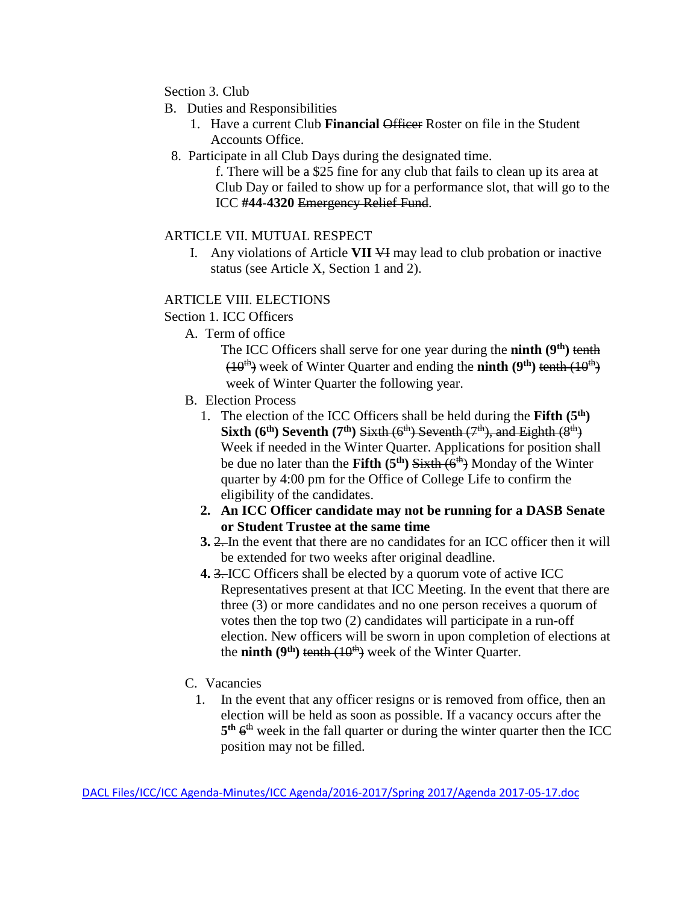Section 3. Club

B. Duties and Responsibilities

1. Have a current Club **Financial** ~~Officer~~ Roster on file in the Student Accounts Office.

8. Participate in all Club Days during the designated time.

   f. There will be a $25 fine for any club that fails to clean up its area at Club Day or failed to show up for a performance slot, that will go to the ICC **#44-4320** ~~Emergency Relief Fund~~.

ARTICLE VII. MUTUAL RESPECT

I. Any violations of Article **VII** ~~VI~~ may lead to club probation or inactive status (see Article X, Section 1 and 2).

ARTICLE VIII. ELECTIONS

Section 1. ICC Officers

A. Term of office

The ICC Officers shall serve for one year during the **ninth (9th)** ~~tenth (10th)~~ week of Winter Quarter and ending the **ninth (9th)** ~~tenth (10th)~~ week of Winter Quarter the following year.

B. Election Process

1. The election of the ICC Officers shall be held during the **Fifth (5th) Sixth (6th) Seventh (7th)** ~~Sixth (6th) Seventh (7th), and Eighth (8th)~~ Week if needed in the Winter Quarter. Applications for position shall be due no later than the **Fifth (5th)** ~~Sixth (6th)~~ Monday of the Winter quarter by 4:00 pm for the Office of College Life to confirm the eligibility of the candidates.
2. **An ICC Officer candidate may not be running for a DASB Senate or Student Trustee at the same time**
3. ~~2.~~ In the event that there are no candidates for an ICC officer then it will be extended for two weeks after original deadline.
4. ~~3.~~ ICC Officers shall be elected by a quorum vote of active ICC Representatives present at that ICC Meeting. In the event that there are three (3) or more candidates and no one person receives a quorum of votes then the top two (2) candidates will participate in a run-off election. New officers will be sworn in upon completion of elections at the **ninth (9th)** ~~tenth (10th)~~ week of the Winter Quarter.

C. Vacancies

1. In the event that any officer resigns or is removed from office, then an election will be held as soon as possible. If a vacancy occurs after the **5th** ~~6th~~ week in the fall quarter or during the winter quarter then the ICC position may not be filled.

DACL Files/ICC/ICC Agenda-Minutes/ICC Agenda/2016-2017/Spring 2017/Agenda 2017-05-17.doc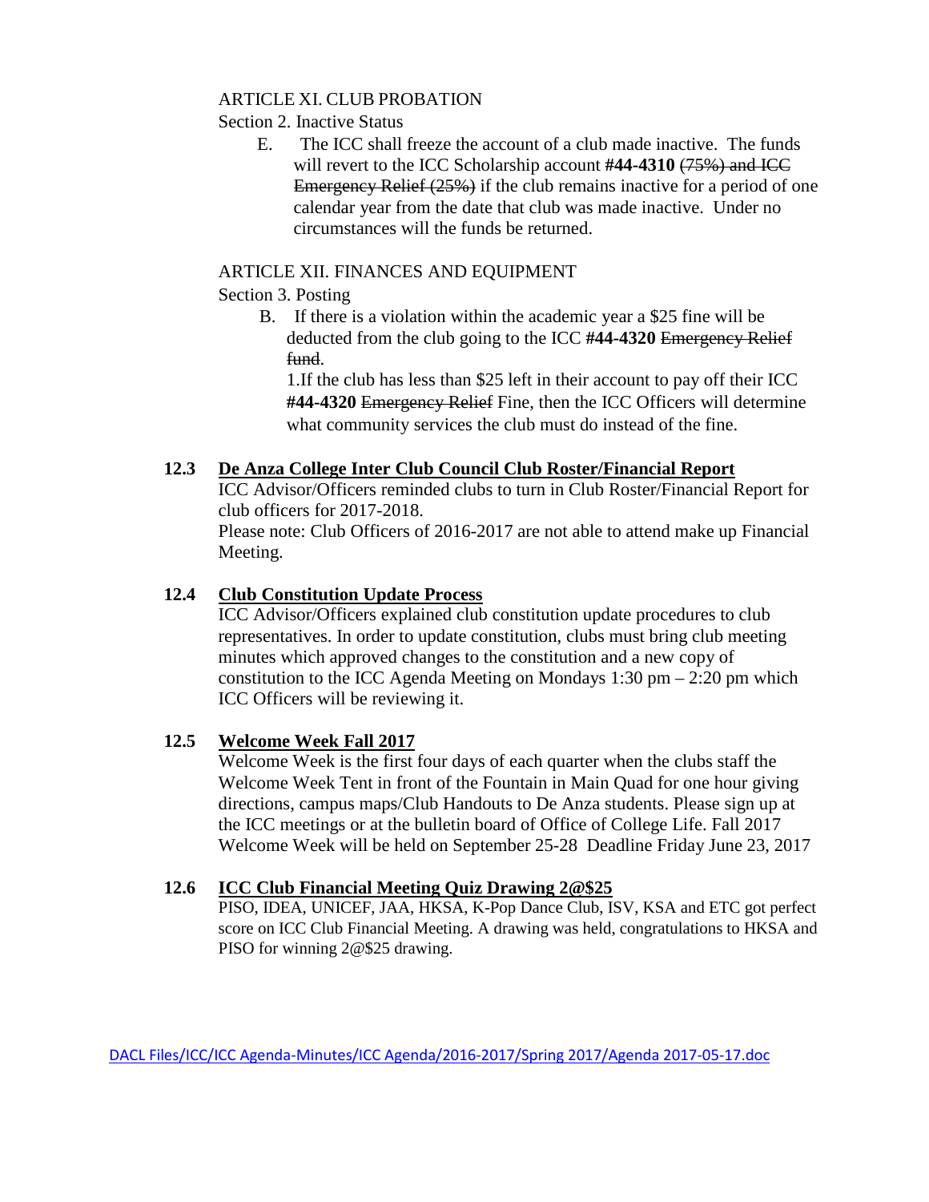ARTICLE XI. CLUB PROBATION

Section 2. Inactive Status

E. The ICC shall freeze the account of a club made inactive. The funds will revert to the ICC Scholarship account **#44-4310** ~~(75%) and ICC Emergency Relief (25%)~~ if the club remains inactive for a period of one calendar year from the date that club was made inactive. Under no circumstances will the funds be returned.

ARTICLE XII. FINANCES AND EQUIPMENT

Section 3. Posting

B. If there is a violation within the academic year a $25 fine will be deducted from the club going to the ICC **#44-4320** ~~Emergency Relief fund~~.

1.If the club has less than $25 left in their account to pay off their ICC **#44-4320** ~~Emergency Relief~~ Fine, then the ICC Officers will determine what community services the club must do instead of the fine.

**12.3 <u>De Anza College Inter Club Council Club Roster/Financial Report</u>**

ICC Advisor/Officers reminded clubs to turn in Club Roster/Financial Report for club officers for 2017-2018.

Please note: Club Officers of 2016-2017 are not able to attend make up Financial Meeting.

**12.4 <u>Club Constitution Update Process</u>**

ICC Advisor/Officers explained club constitution update procedures to club representatives. In order to update constitution, clubs must bring club meeting minutes which approved changes to the constitution and a new copy of constitution to the ICC Agenda Meeting on Mondays 1:30 pm – 2:20 pm which ICC Officers will be reviewing it.

**12.5 <u>Welcome Week Fall 2017</u>**

Welcome Week is the first four days of each quarter when the clubs staff the Welcome Week Tent in front of the Fountain in Main Quad for one hour giving directions, campus maps/Club Handouts to De Anza students. Please sign up at the ICC meetings or at the bulletin board of Office of College Life. Fall 2017 Welcome Week will be held on September 25-28 Deadline Friday June 23, 2017

**12.6 <u>ICC Club Financial Meeting Quiz Drawing 2@$25</u>**

PISO, IDEA, UNICEF, JAA, HKSA, K-Pop Dance Club, ISV, KSA and ETC got perfect score on ICC Club Financial Meeting. A drawing was held, congratulations to HKSA and PISO for winning 2@$25 drawing.

DACL Files/ICC/ICC Agenda-Minutes/ICC Agenda/2016-2017/Spring 2017/Agenda 2017-05-17.doc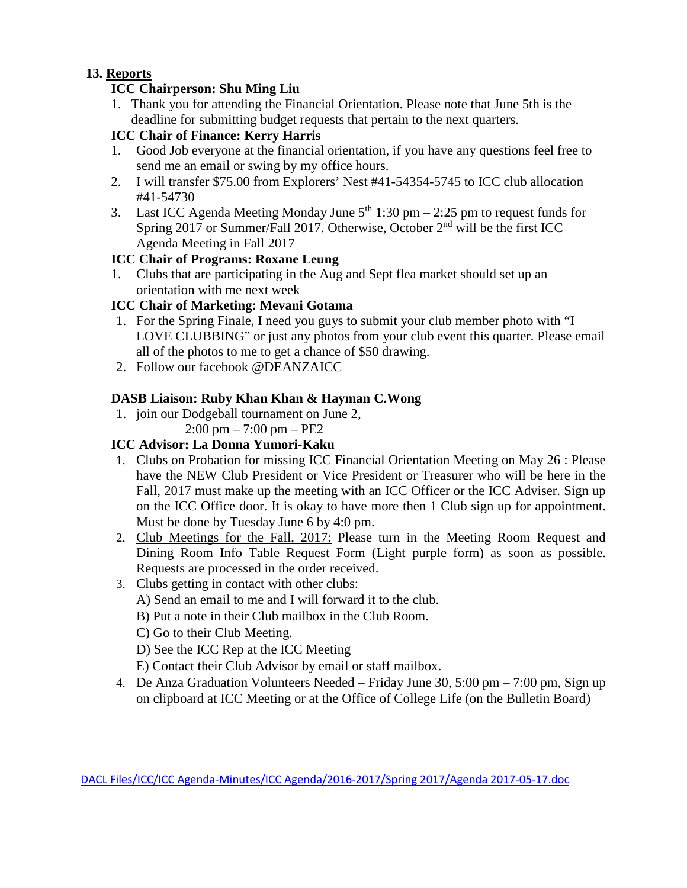**13. <u>Reports</u>**

**ICC Chairperson: Shu Ming Liu**

1. Thank you for attending the Financial Orientation. Please note that June 5th is the deadline for submitting budget requests that pertain to the next quarters.

**ICC Chair of Finance: Kerry Harris**

1. Good Job everyone at the financial orientation, if you have any questions feel free to send me an email or swing by my office hours.
2. I will transfer $75.00 from Explorers' Nest #41-54354-5745 to ICC club allocation #41-54730
3. Last ICC Agenda Meeting Monday June 5th 1:30 pm – 2:25 pm to request funds for Spring 2017 or Summer/Fall 2017. Otherwise, October 2nd will be the first ICC Agenda Meeting in Fall 2017

**ICC Chair of Programs: Roxane Leung**

1. Clubs that are participating in the Aug and Sept flea market should set up an orientation with me next week

**ICC Chair of Marketing: Mevani Gotama**

1. For the Spring Finale, I need you guys to submit your club member photo with "I LOVE CLUBBING" or just any photos from your club event this quarter. Please email all of the photos to me to get a chance of $50 drawing.
2. Follow our facebook @DEANZAICC

**DASB Liaison: Ruby Khan Khan & Hayman C.Wong**

1. join our Dodgeball tournament on June 2,
   2:00 pm – 7:00 pm – PE2

**ICC Advisor: La Donna Yumori-Kaku**

1. <u>Clubs on Probation for missing ICC Financial Orientation Meeting on May 26 :</u> Please have the NEW Club President or Vice President or Treasurer who will be here in the Fall, 2017 must make up the meeting with an ICC Officer or the ICC Adviser. Sign up on the ICC Office door. It is okay to have more then 1 Club sign up for appointment. Must be done by Tuesday June 6 by 4:0 pm.
2. <u>Club Meetings for the Fall, 2017:</u> Please turn in the Meeting Room Request and Dining Room Info Table Request Form (Light purple form) as soon as possible. Requests are processed in the order received.
3. Clubs getting in contact with other clubs:
   A) Send an email to me and I will forward it to the club.
   B) Put a note in their Club mailbox in the Club Room.
   C) Go to their Club Meeting.
   D) See the ICC Rep at the ICC Meeting
   E) Contact their Club Advisor by email or staff mailbox.
4. De Anza Graduation Volunteers Needed – Friday June 30, 5:00 pm – 7:00 pm, Sign up on clipboard at ICC Meeting or at the Office of College Life (on the Bulletin Board)

DACL Files/ICC/ICC Agenda-Minutes/ICC Agenda/2016-2017/Spring 2017/Agenda 2017-05-17.doc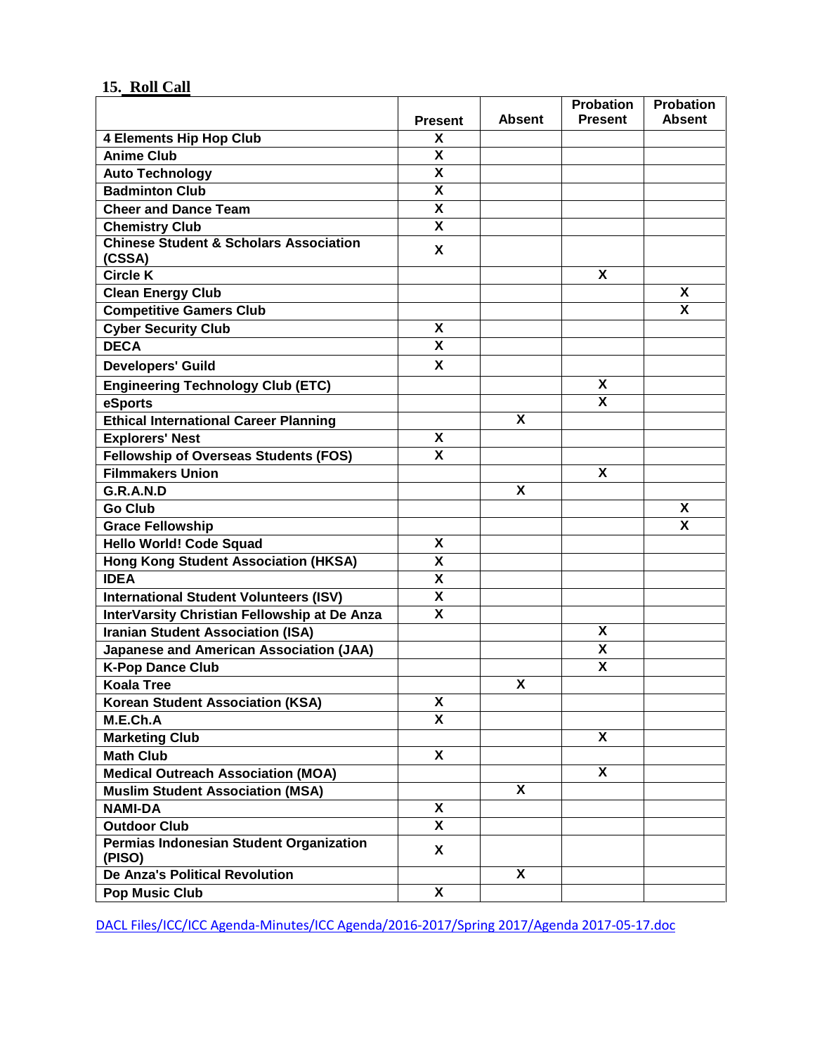## 15. Roll Call

| | Present | Absent | Probation Present | Probation Absent |
|---|---|---|---|---|
| 4 Elements Hip Hop Club | X | | | |
| Anime Club | X | | | |
| Auto Technology | X | | | |
| Badminton Club | X | | | |
| Cheer and Dance Team | X | | | |
| Chemistry Club | X | | | |
| Chinese Student & Scholars Association (CSSA) | X | | | |
| Circle K | | | X | |
| Clean Energy Club | | | | X |
| Competitive Gamers Club | | | | X |
| Cyber Security Club | X | | | |
| DECA | X | | | |
| Developers' Guild | X | | | |
| Engineering Technology Club (ETC) | | | X | |
| eSports | | | X | |
| Ethical International Career Planning | | X | | |
| Explorers' Nest | X | | | |
| Fellowship of Overseas Students (FOS) | X | | | |
| Filmmakers Union | | | X | |
| G.R.A.N.D | | X | | |
| Go Club | | | | X |
| Grace Fellowship | | | | X |
| Hello World! Code Squad | X | | | |
| Hong Kong Student Association (HKSA) | X | | | |
| IDEA | X | | | |
| International Student Volunteers (ISV) | X | | | |
| InterVarsity Christian Fellowship at De Anza | X | | | |
| Iranian Student Association (ISA) | | | X | |
| Japanese and American Association (JAA) | | | X | |
| K-Pop Dance Club | | | X | |
| Koala Tree | | X | | |
| Korean Student Association (KSA) | X | | | |
| M.E.Ch.A | X | | | |
| Marketing Club | | | X | |
| Math Club | X | | | |
| Medical Outreach Association (MOA) | | | X | |
| Muslim Student Association (MSA) | | X | | |
| NAMI-DA | X | | | |
| Outdoor Club | X | | | |
| Permias Indonesian Student Organization (PISO) | X | | | |
| De Anza's Political Revolution | | X | | |
| Pop Music Club | X | | | |

DACL Files/ICC/ICC Agenda-Minutes/ICC Agenda/2016-2017/Spring 2017/Agenda 2017-05-17.doc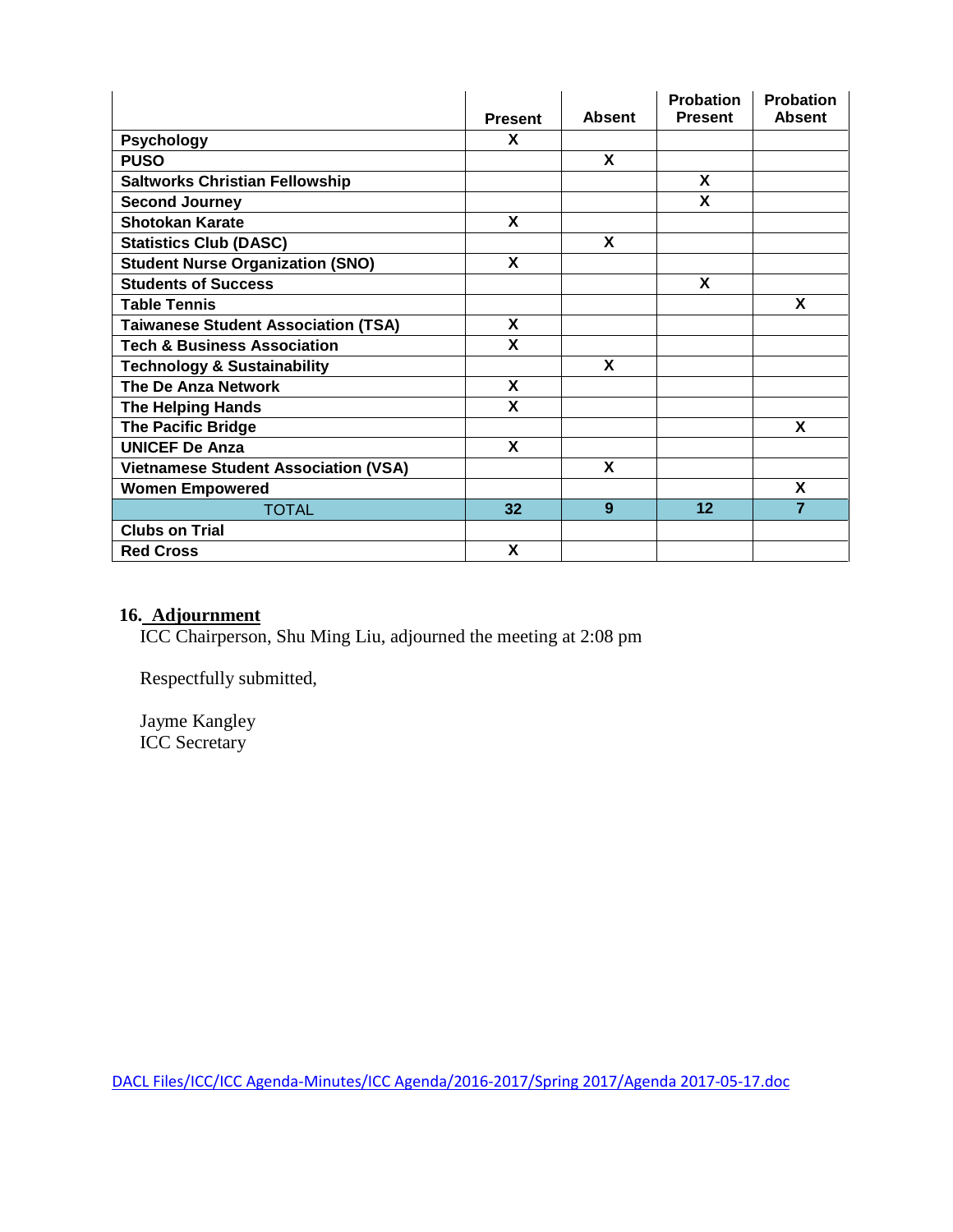| | Present | Absent | Probation Present | Probation Absent |
|---|---|---|---|---|
| **Psychology** | X | | | |
| **PUSO** | | X | | |
| **Saltworks Christian Fellowship** | | | X | |
| **Second Journey** | | | X | |
| **Shotokan Karate** | X | | | |
| **Statistics Club (DASC)** | | X | | |
| **Student Nurse Organization (SNO)** | X | | | |
| **Students of Success** | | | X | |
| **Table Tennis** | | | | X |
| **Taiwanese Student Association (TSA)** | X | | | |
| **Tech & Business Association** | X | | | |
| **Technology & Sustainability** | | X | | |
| **The De Anza Network** | X | | | |
| **The Helping Hands** | X | | | |
| **The Pacific Bridge** | | | | X |
| **UNICEF De Anza** | X | | | |
| **Vietnamese Student Association (VSA)** | | X | | |
| **Women Empowered** | | | | X |
| TOTAL | **32** | **9** | **12** | **7** |
| **Clubs on Trial** | | | | |
| **Red Cross** | X | | | |

## 16. Adjournment

ICC Chairperson, Shu Ming Liu, adjourned the meeting at 2:08 pm

Respectfully submitted,

Jayme Kangley
ICC Secretary

DACL Files/ICC/ICC Agenda-Minutes/ICC Agenda/2016-2017/Spring 2017/Agenda 2017-05-17.doc